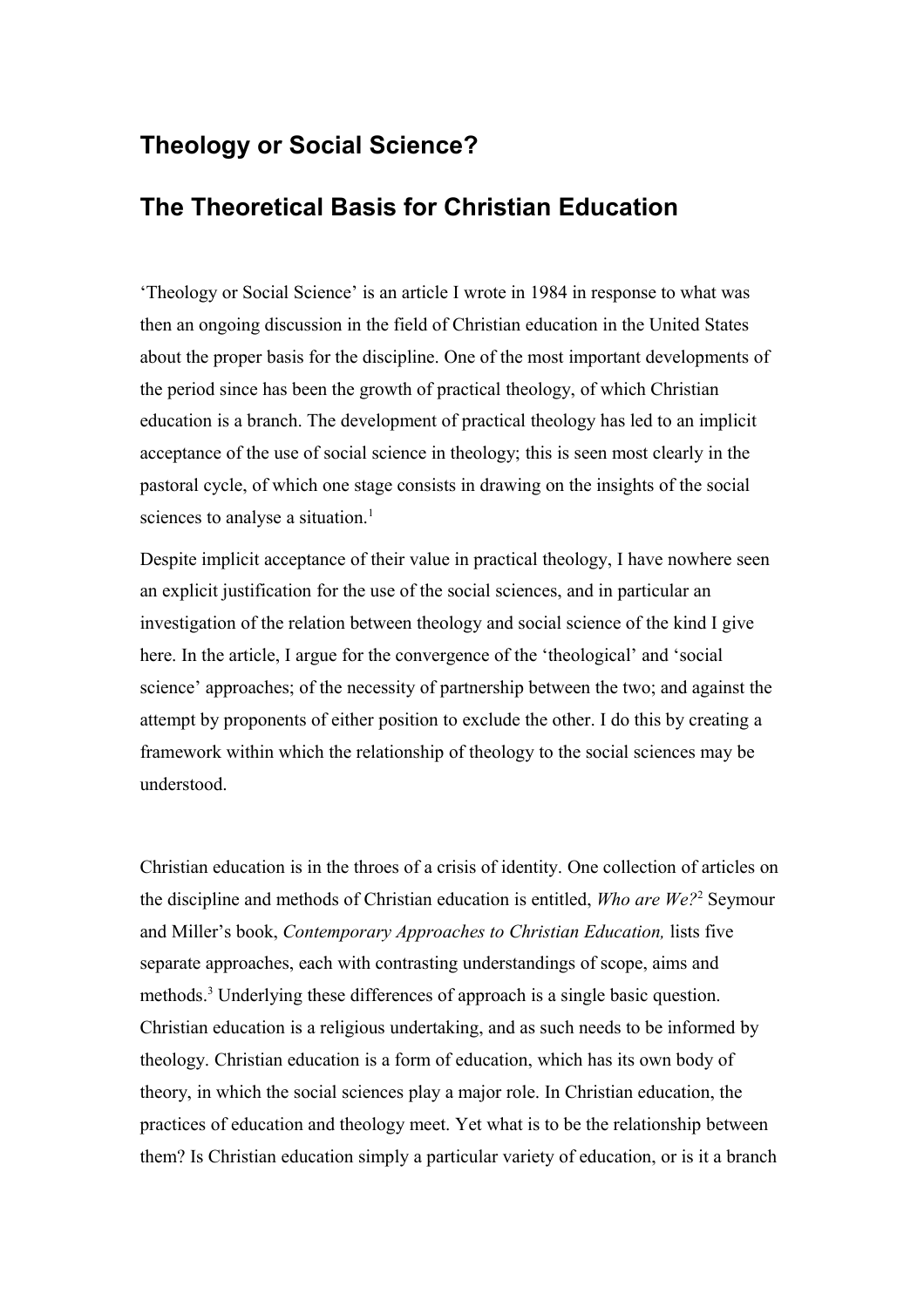# Theology or Social Science?

# The Theoretical Basis for Christian Education

'Theology or Social Science' is an article I wrote in 1984 in response to what was then an ongoing discussion in the field of Christian education in the United States about the proper basis for the discipline. One of the most important developments of the period since has been the growth of practical theology, of which Christian education is a branch. The development of practical theology has led to an implicit acceptance of the use of social science in theology; this is seen most clearly in the pastoral cycle, of which one stage consists in drawing on the insights of the social sciences to analyse a situation.[1]

Despite implicit acceptance of their value in practical theology, I have nowhere seen an explicit justification for the use of the social sciences, and in particular an investigation of the relation between theology and social science of the kind I give here. In the article, I argue for the convergence of the 'theological' and 'social science' approaches; of the necessity of partnership between the two; and against the attempt by proponents of either position to exclude the other. I do this by creating a framework within which the relationship of theology to the social sciences may be understood.

Christian education is in the throes of a crisis of identity. One collection of articles on the discipline and methods of Christian education is entitled, *Who are We?*[2] Seymour and Miller's book, *Contemporary Approaches to Christian Education,* lists five separate approaches, each with contrasting understandings of scope, aims and methods.[3] Underlying these differences of approach is a single basic question. Christian education is a religious undertaking, and as such needs to be informed by theology. Christian education is a form of education, which has its own body of theory, in which the social sciences play a major role. In Christian education, the practices of education and theology meet. Yet what is to be the relationship between them? Is Christian education simply a particular variety of education, or is it a branch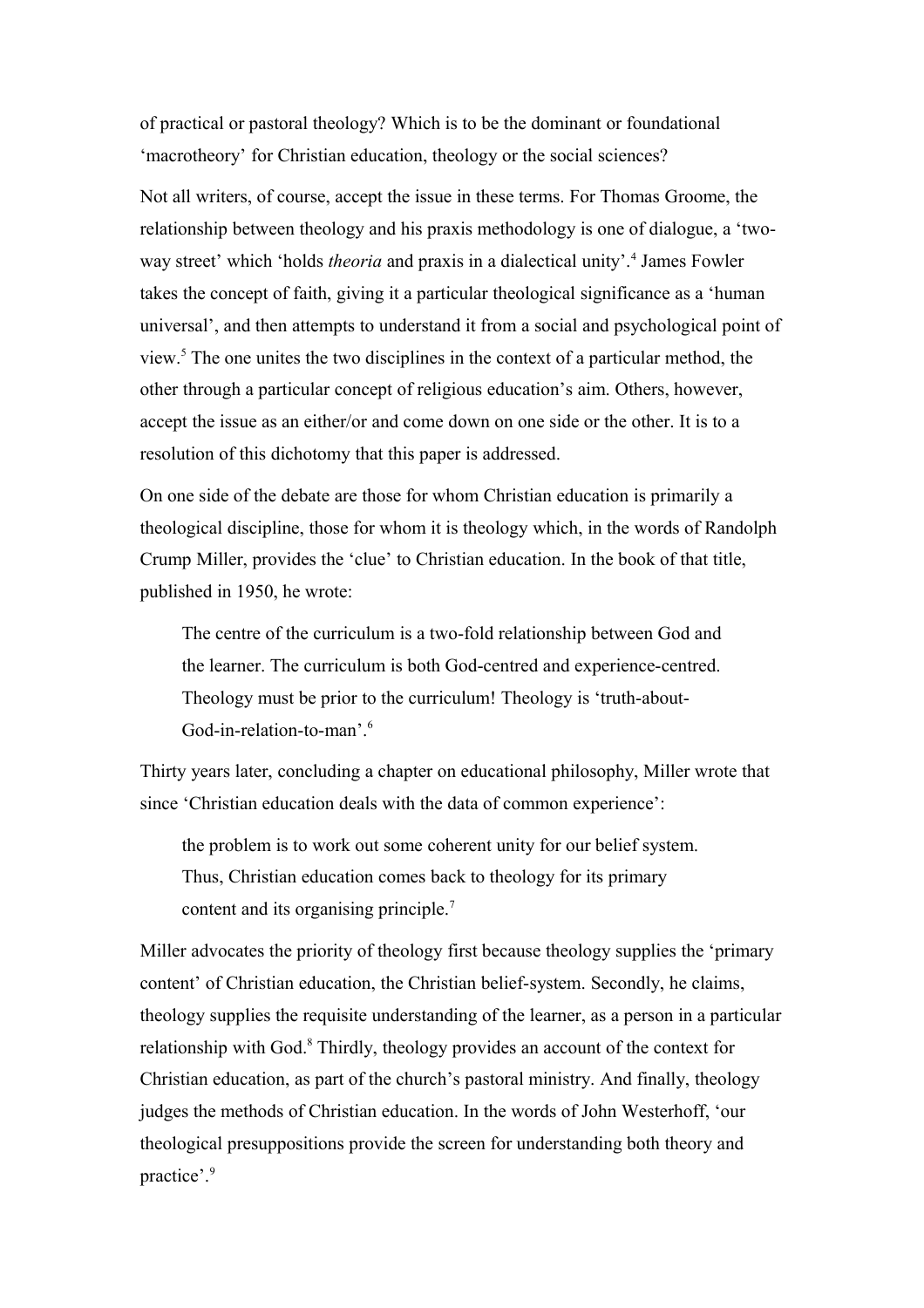of practical or pastoral theology? Which is to be the dominant or foundational 'macrotheory' for Christian education, theology or the social sciences?

Not all writers, of course, accept the issue in these terms. For Thomas Groome, the relationship between theology and his praxis methodology is one of dialogue, a 'two-way street' which 'holds *theoria* and praxis in a dialectical unity'.[4] James Fowler takes the concept of faith, giving it a particular theological significance as a 'human universal', and then attempts to understand it from a social and psychological point of view.[5] The one unites the two disciplines in the context of a particular method, the other through a particular concept of religious education's aim. Others, however, accept the issue as an either/or and come down on one side or the other. It is to a resolution of this dichotomy that this paper is addressed.

On one side of the debate are those for whom Christian education is primarily a theological discipline, those for whom it is theology which, in the words of Randolph Crump Miller, provides the 'clue' to Christian education. In the book of that title, published in 1950, he wrote:

> The centre of the curriculum is a two-fold relationship between God and the learner. The curriculum is both God-centred and experience-centred. Theology must be prior to the curriculum! Theology is 'truth-about-God-in-relation-to-man'.[6]

Thirty years later, concluding a chapter on educational philosophy, Miller wrote that since 'Christian education deals with the data of common experience':

> the problem is to work out some coherent unity for our belief system. Thus, Christian education comes back to theology for its primary content and its organising principle.[7]

Miller advocates the priority of theology first because theology supplies the 'primary content' of Christian education, the Christian belief-system. Secondly, he claims, theology supplies the requisite understanding of the learner, as a person in a particular relationship with God.[8] Thirdly, theology provides an account of the context for Christian education, as part of the church's pastoral ministry. And finally, theology judges the methods of Christian education. In the words of John Westerhoff, 'our theological presuppositions provide the screen for understanding both theory and practice'.[9]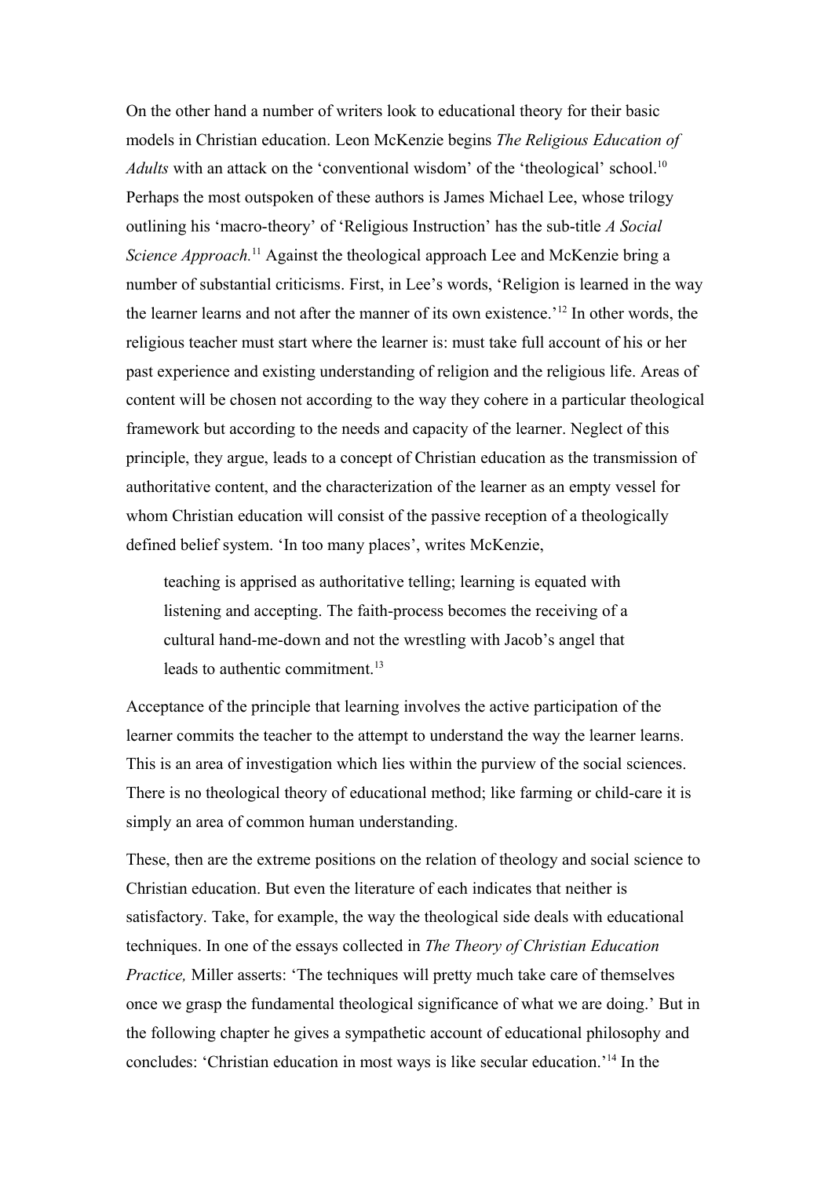On the other hand a number of writers look to educational theory for their basic models in Christian education. Leon McKenzie begins *The Religious Education of Adults* with an attack on the 'conventional wisdom' of the 'theological' school.[10] Perhaps the most outspoken of these authors is James Michael Lee, whose trilogy outlining his 'macro-theory' of 'Religious Instruction' has the sub-title *A Social Science Approach.*[11] Against the theological approach Lee and McKenzie bring a number of substantial criticisms. First, in Lee's words, 'Religion is learned in the way the learner learns and not after the manner of its own existence.'[12] In other words, the religious teacher must start where the learner is: must take full account of his or her past experience and existing understanding of religion and the religious life. Areas of content will be chosen not according to the way they cohere in a particular theological framework but according to the needs and capacity of the learner. Neglect of this principle, they argue, leads to a concept of Christian education as the transmission of authoritative content, and the characterization of the learner as an empty vessel for whom Christian education will consist of the passive reception of a theologically defined belief system. 'In too many places', writes McKenzie,

> teaching is apprised as authoritative telling; learning is equated with listening and accepting. The faith-process becomes the receiving of a cultural hand-me-down and not the wrestling with Jacob's angel that leads to authentic commitment.[13]

Acceptance of the principle that learning involves the active participation of the learner commits the teacher to the attempt to understand the way the learner learns. This is an area of investigation which lies within the purview of the social sciences. There is no theological theory of educational method; like farming or child-care it is simply an area of common human understanding.

These, then are the extreme positions on the relation of theology and social science to Christian education. But even the literature of each indicates that neither is satisfactory. Take, for example, the way the theological side deals with educational techniques. In one of the essays collected in *The Theory of Christian Education Practice,* Miller asserts: 'The techniques will pretty much take care of themselves once we grasp the fundamental theological significance of what we are doing.' But in the following chapter he gives a sympathetic account of educational philosophy and concludes: 'Christian education in most ways is like secular education.'[14] In the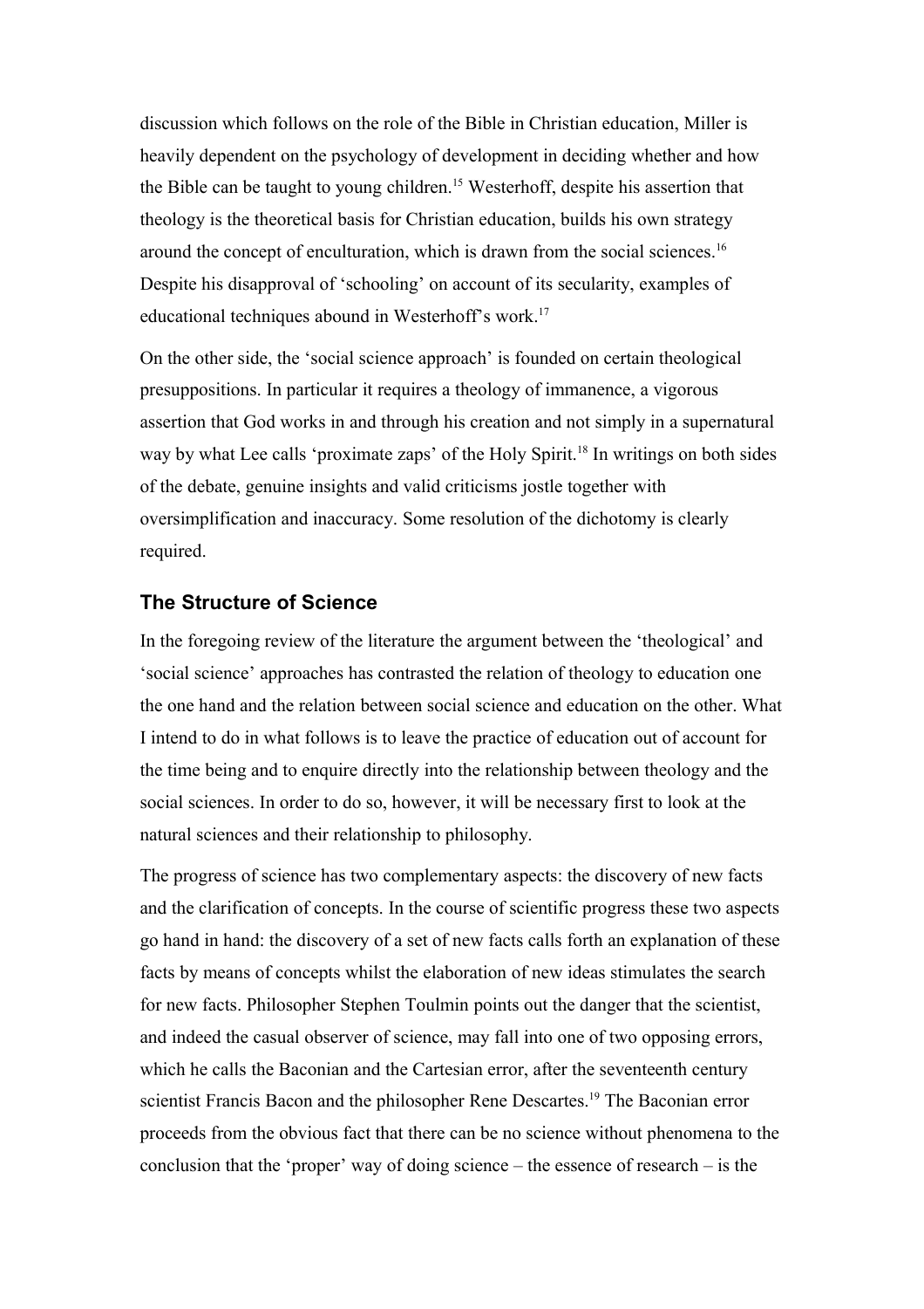discussion which follows on the role of the Bible in Christian education, Miller is heavily dependent on the psychology of development in deciding whether and how the Bible can be taught to young children.[15] Westerhoff, despite his assertion that theology is the theoretical basis for Christian education, builds his own strategy around the concept of enculturation, which is drawn from the social sciences.[16] Despite his disapproval of 'schooling' on account of its secularity, examples of educational techniques abound in Westerhoff's work.[17]

On the other side, the 'social science approach' is founded on certain theological presuppositions. In particular it requires a theology of immanence, a vigorous assertion that God works in and through his creation and not simply in a supernatural way by what Lee calls 'proximate zaps' of the Holy Spirit.[18] In writings on both sides of the debate, genuine insights and valid criticisms jostle together with oversimplification and inaccuracy. Some resolution of the dichotomy is clearly required.

## The Structure of Science

In the foregoing review of the literature the argument between the 'theological' and 'social science' approaches has contrasted the relation of theology to education one the one hand and the relation between social science and education on the other. What I intend to do in what follows is to leave the practice of education out of account for the time being and to enquire directly into the relationship between theology and the social sciences. In order to do so, however, it will be necessary first to look at the natural sciences and their relationship to philosophy.

The progress of science has two complementary aspects: the discovery of new facts and the clarification of concepts. In the course of scientific progress these two aspects go hand in hand: the discovery of a set of new facts calls forth an explanation of these facts by means of concepts whilst the elaboration of new ideas stimulates the search for new facts. Philosopher Stephen Toulmin points out the danger that the scientist, and indeed the casual observer of science, may fall into one of two opposing errors, which he calls the Baconian and the Cartesian error, after the seventeenth century scientist Francis Bacon and the philosopher Rene Descartes.[19] The Baconian error proceeds from the obvious fact that there can be no science without phenomena to the conclusion that the 'proper' way of doing science – the essence of research – is the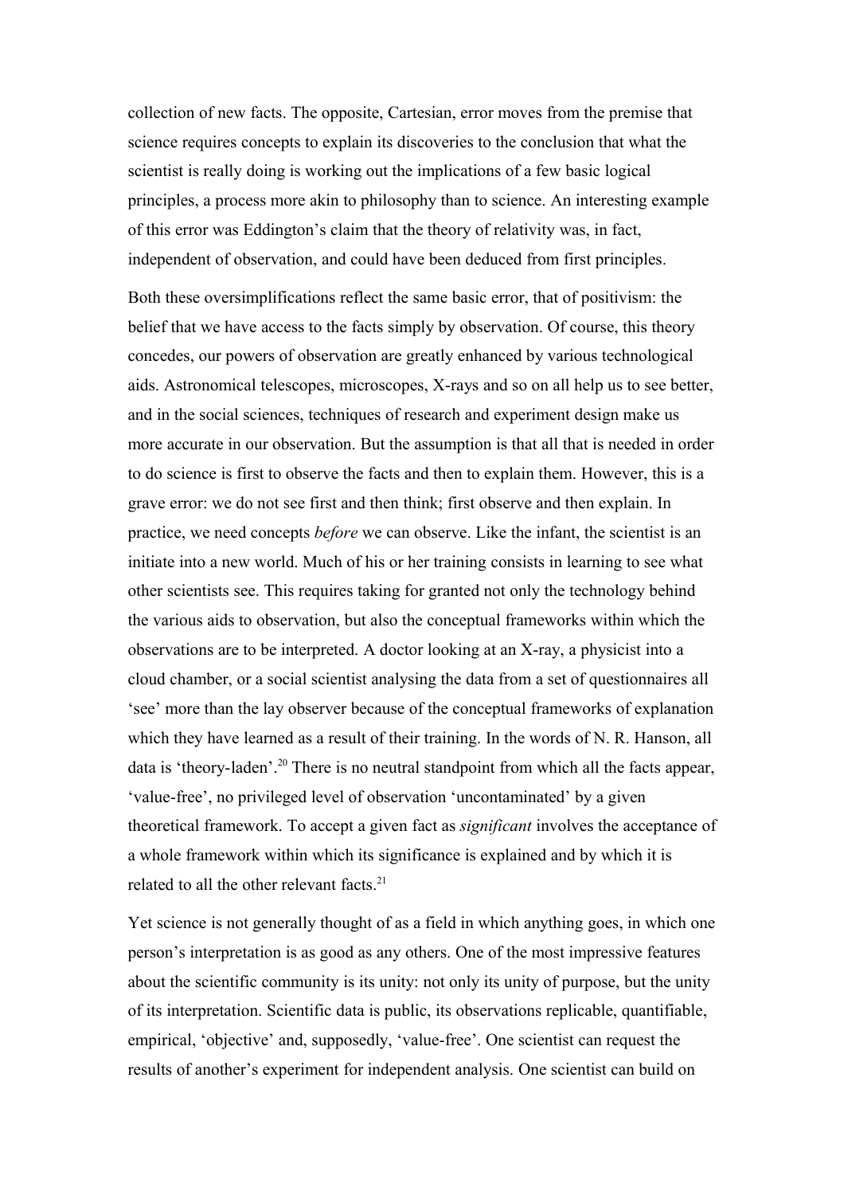collection of new facts. The opposite, Cartesian, error moves from the premise that science requires concepts to explain its discoveries to the conclusion that what the scientist is really doing is working out the implications of a few basic logical principles, a process more akin to philosophy than to science. An interesting example of this error was Eddington's claim that the theory of relativity was, in fact, independent of observation, and could have been deduced from first principles.

Both these oversimplifications reflect the same basic error, that of positivism: the belief that we have access to the facts simply by observation. Of course, this theory concedes, our powers of observation are greatly enhanced by various technological aids. Astronomical telescopes, microscopes, X-rays and so on all help us to see better, and in the social sciences, techniques of research and experiment design make us more accurate in our observation. But the assumption is that all that is needed in order to do science is first to observe the facts and then to explain them. However, this is a grave error: we do not see first and then think; first observe and then explain. In practice, we need concepts *before* we can observe. Like the infant, the scientist is an initiate into a new world. Much of his or her training consists in learning to see what other scientists see. This requires taking for granted not only the technology behind the various aids to observation, but also the conceptual frameworks within which the observations are to be interpreted. A doctor looking at an X-ray, a physicist into a cloud chamber, or a social scientist analysing the data from a set of questionnaires all 'see' more than the lay observer because of the conceptual frameworks of explanation which they have learned as a result of their training. In the words of N. R. Hanson, all data is 'theory-laden'.[20] There is no neutral standpoint from which all the facts appear, 'value-free', no privileged level of observation 'uncontaminated' by a given theoretical framework. To accept a given fact as *significant* involves the acceptance of a whole framework within which its significance is explained and by which it is related to all the other relevant facts.[21]

Yet science is not generally thought of as a field in which anything goes, in which one person's interpretation is as good as any others. One of the most impressive features about the scientific community is its unity: not only its unity of purpose, but the unity of its interpretation. Scientific data is public, its observations replicable, quantifiable, empirical, 'objective' and, supposedly, 'value-free'. One scientist can request the results of another's experiment for independent analysis. One scientist can build on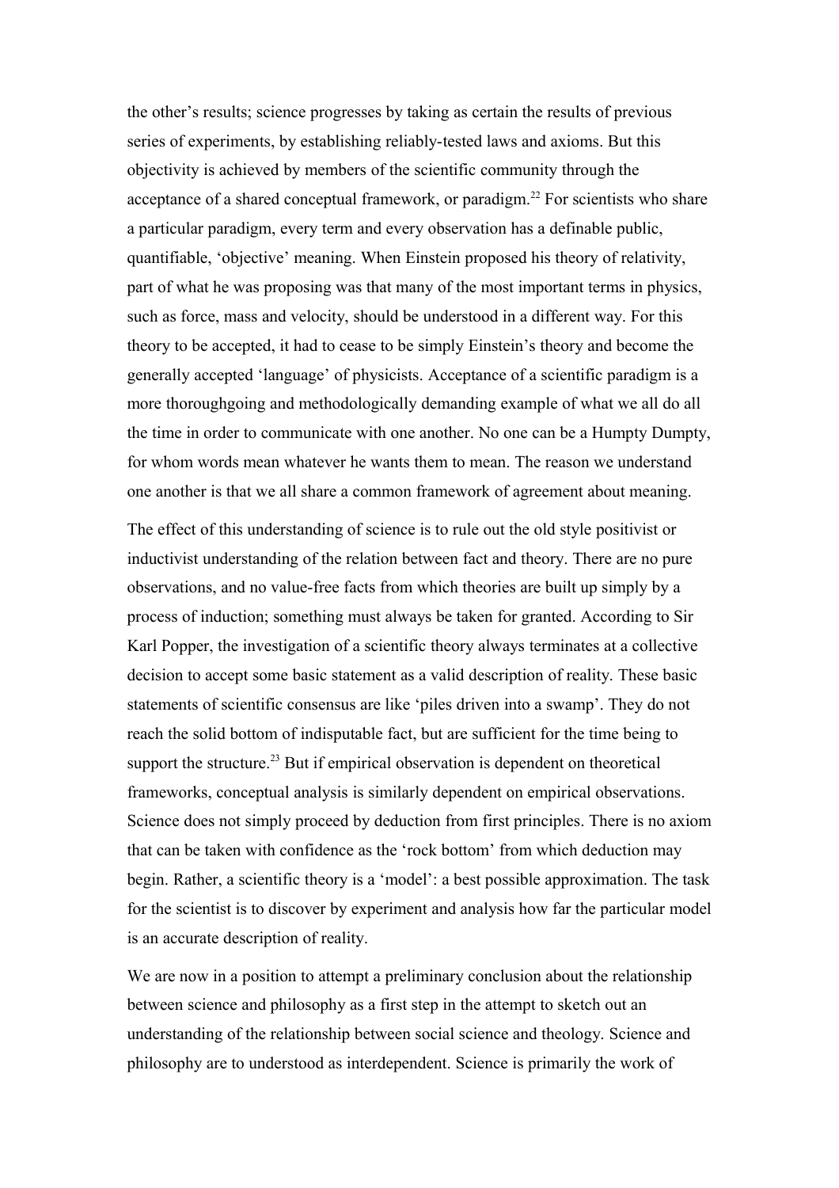the other's results; science progresses by taking as certain the results of previous series of experiments, by establishing reliably-tested laws and axioms. But this objectivity is achieved by members of the scientific community through the acceptance of a shared conceptual framework, or paradigm.[22] For scientists who share a particular paradigm, every term and every observation has a definable public, quantifiable, 'objective' meaning. When Einstein proposed his theory of relativity, part of what he was proposing was that many of the most important terms in physics, such as force, mass and velocity, should be understood in a different way. For this theory to be accepted, it had to cease to be simply Einstein's theory and become the generally accepted 'language' of physicists. Acceptance of a scientific paradigm is a more thoroughgoing and methodologically demanding example of what we all do all the time in order to communicate with one another. No one can be a Humpty Dumpty, for whom words mean whatever he wants them to mean. The reason we understand one another is that we all share a common framework of agreement about meaning.

The effect of this understanding of science is to rule out the old style positivist or inductivist understanding of the relation between fact and theory. There are no pure observations, and no value-free facts from which theories are built up simply by a process of induction; something must always be taken for granted. According to Sir Karl Popper, the investigation of a scientific theory always terminates at a collective decision to accept some basic statement as a valid description of reality. These basic statements of scientific consensus are like 'piles driven into a swamp'. They do not reach the solid bottom of indisputable fact, but are sufficient for the time being to support the structure.[23] But if empirical observation is dependent on theoretical frameworks, conceptual analysis is similarly dependent on empirical observations. Science does not simply proceed by deduction from first principles. There is no axiom that can be taken with confidence as the 'rock bottom' from which deduction may begin. Rather, a scientific theory is a 'model': a best possible approximation. The task for the scientist is to discover by experiment and analysis how far the particular model is an accurate description of reality.

We are now in a position to attempt a preliminary conclusion about the relationship between science and philosophy as a first step in the attempt to sketch out an understanding of the relationship between social science and theology. Science and philosophy are to understood as interdependent. Science is primarily the work of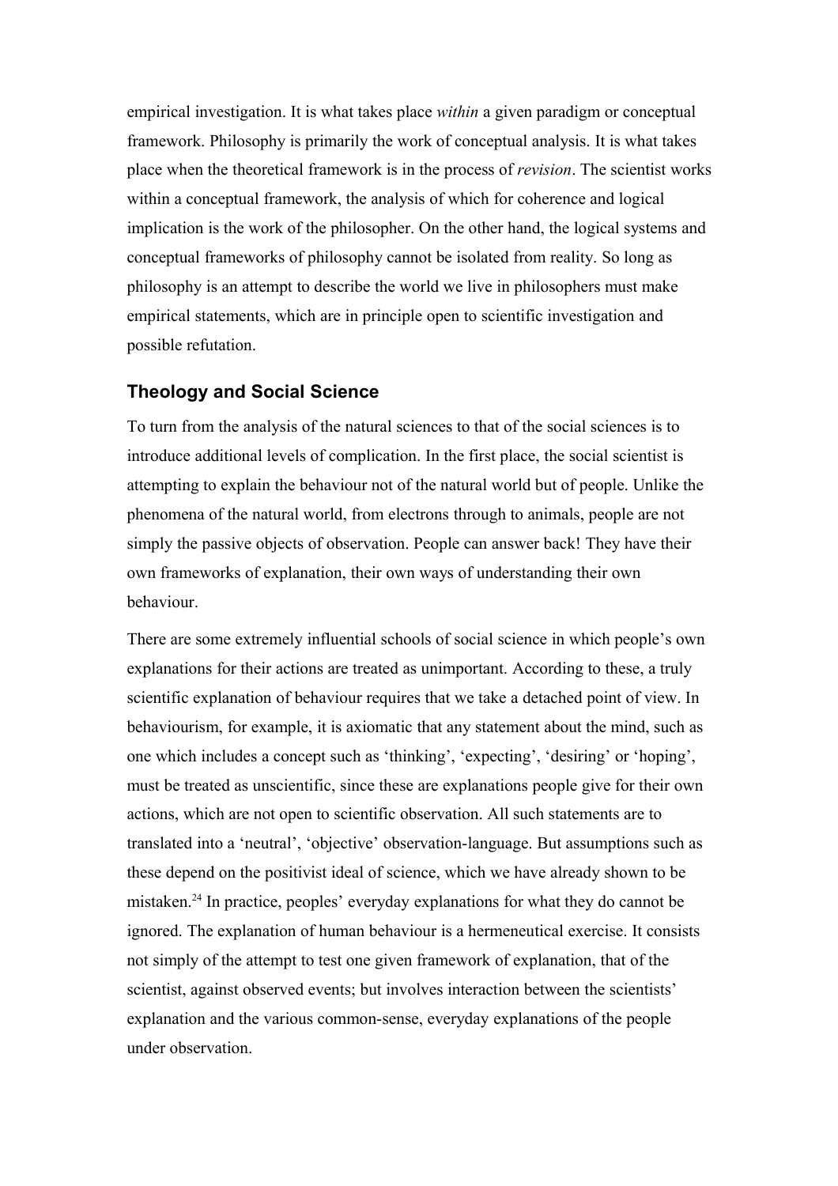empirical investigation. It is what takes place *within* a given paradigm or conceptual framework. Philosophy is primarily the work of conceptual analysis. It is what takes place when the theoretical framework is in the process of *revision*. The scientist works within a conceptual framework, the analysis of which for coherence and logical implication is the work of the philosopher. On the other hand, the logical systems and conceptual frameworks of philosophy cannot be isolated from reality. So long as philosophy is an attempt to describe the world we live in philosophers must make empirical statements, which are in principle open to scientific investigation and possible refutation.

## Theology and Social Science

To turn from the analysis of the natural sciences to that of the social sciences is to introduce additional levels of complication. In the first place, the social scientist is attempting to explain the behaviour not of the natural world but of people. Unlike the phenomena of the natural world, from electrons through to animals, people are not simply the passive objects of observation. People can answer back! They have their own frameworks of explanation, their own ways of understanding their own behaviour.

There are some extremely influential schools of social science in which people's own explanations for their actions are treated as unimportant. According to these, a truly scientific explanation of behaviour requires that we take a detached point of view. In behaviourism, for example, it is axiomatic that any statement about the mind, such as one which includes a concept such as 'thinking', 'expecting', 'desiring' or 'hoping', must be treated as unscientific, since these are explanations people give for their own actions, which are not open to scientific observation. All such statements are to translated into a 'neutral', 'objective' observation-language. But assumptions such as these depend on the positivist ideal of science, which we have already shown to be mistaken.[24] In practice, peoples' everyday explanations for what they do cannot be ignored. The explanation of human behaviour is a hermeneutical exercise. It consists not simply of the attempt to test one given framework of explanation, that of the scientist, against observed events; but involves interaction between the scientists' explanation and the various common-sense, everyday explanations of the people under observation.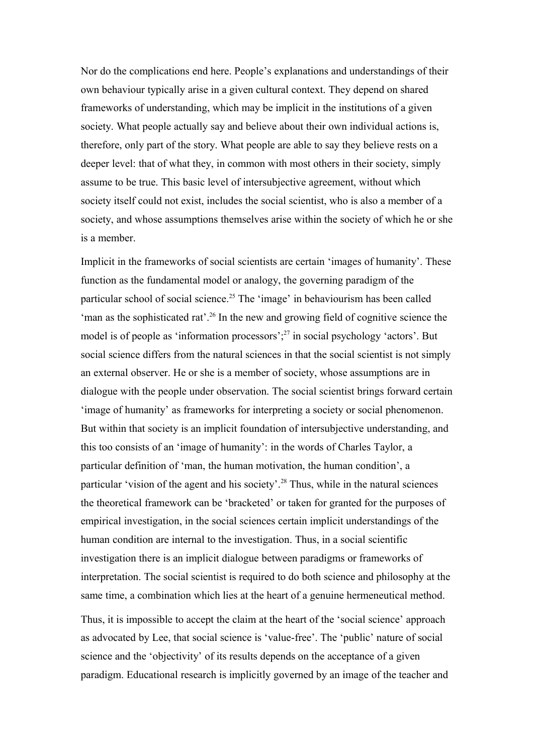Nor do the complications end here. People's explanations and understandings of their own behaviour typically arise in a given cultural context. They depend on shared frameworks of understanding, which may be implicit in the institutions of a given society. What people actually say and believe about their own individual actions is, therefore, only part of the story. What people are able to say they believe rests on a deeper level: that of what they, in common with most others in their society, simply assume to be true. This basic level of intersubjective agreement, without which society itself could not exist, includes the social scientist, who is also a member of a society, and whose assumptions themselves arise within the society of which he or she is a member.

Implicit in the frameworks of social scientists are certain 'images of humanity'. These function as the fundamental model or analogy, the governing paradigm of the particular school of social science.[25] The 'image' in behaviourism has been called 'man as the sophisticated rat'.[26] In the new and growing field of cognitive science the model is of people as 'information processors';[27] in social psychology 'actors'. But social science differs from the natural sciences in that the social scientist is not simply an external observer. He or she is a member of society, whose assumptions are in dialogue with the people under observation. The social scientist brings forward certain 'image of humanity' as frameworks for interpreting a society or social phenomenon. But within that society is an implicit foundation of intersubjective understanding, and this too consists of an 'image of humanity': in the words of Charles Taylor, a particular definition of 'man, the human motivation, the human condition', a particular 'vision of the agent and his society'.[28] Thus, while in the natural sciences the theoretical framework can be 'bracketed' or taken for granted for the purposes of empirical investigation, in the social sciences certain implicit understandings of the human condition are internal to the investigation. Thus, in a social scientific investigation there is an implicit dialogue between paradigms or frameworks of interpretation. The social scientist is required to do both science and philosophy at the same time, a combination which lies at the heart of a genuine hermeneutical method.

Thus, it is impossible to accept the claim at the heart of the 'social science' approach as advocated by Lee, that social science is 'value-free'. The 'public' nature of social science and the 'objectivity' of its results depends on the acceptance of a given paradigm. Educational research is implicitly governed by an image of the teacher and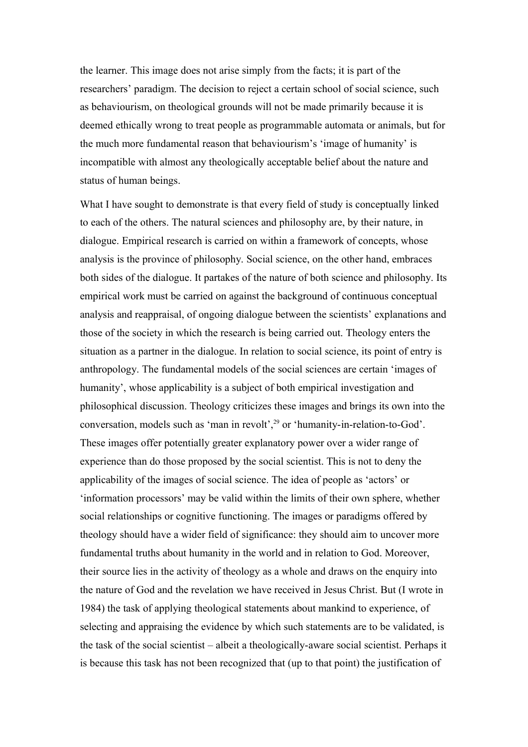the learner. This image does not arise simply from the facts; it is part of the researchers' paradigm. The decision to reject a certain school of social science, such as behaviourism, on theological grounds will not be made primarily because it is deemed ethically wrong to treat people as programmable automata or animals, but for the much more fundamental reason that behaviourism's 'image of humanity' is incompatible with almost any theologically acceptable belief about the nature and status of human beings.

What I have sought to demonstrate is that every field of study is conceptually linked to each of the others. The natural sciences and philosophy are, by their nature, in dialogue. Empirical research is carried on within a framework of concepts, whose analysis is the province of philosophy. Social science, on the other hand, embraces both sides of the dialogue. It partakes of the nature of both science and philosophy. Its empirical work must be carried on against the background of continuous conceptual analysis and reappraisal, of ongoing dialogue between the scientists' explanations and those of the society in which the research is being carried out. Theology enters the situation as a partner in the dialogue. In relation to social science, its point of entry is anthropology. The fundamental models of the social sciences are certain 'images of humanity', whose applicability is a subject of both empirical investigation and philosophical discussion. Theology criticizes these images and brings its own into the conversation, models such as 'man in revolt',[29] or 'humanity-in-relation-to-God'. These images offer potentially greater explanatory power over a wider range of experience than do those proposed by the social scientist. This is not to deny the applicability of the images of social science. The idea of people as 'actors' or 'information processors' may be valid within the limits of their own sphere, whether social relationships or cognitive functioning. The images or paradigms offered by theology should have a wider field of significance: they should aim to uncover more fundamental truths about humanity in the world and in relation to God. Moreover, their source lies in the activity of theology as a whole and draws on the enquiry into the nature of God and the revelation we have received in Jesus Christ. But (I wrote in 1984) the task of applying theological statements about mankind to experience, of selecting and appraising the evidence by which such statements are to be validated, is the task of the social scientist – albeit a theologically-aware social scientist. Perhaps it is because this task has not been recognized that (up to that point) the justification of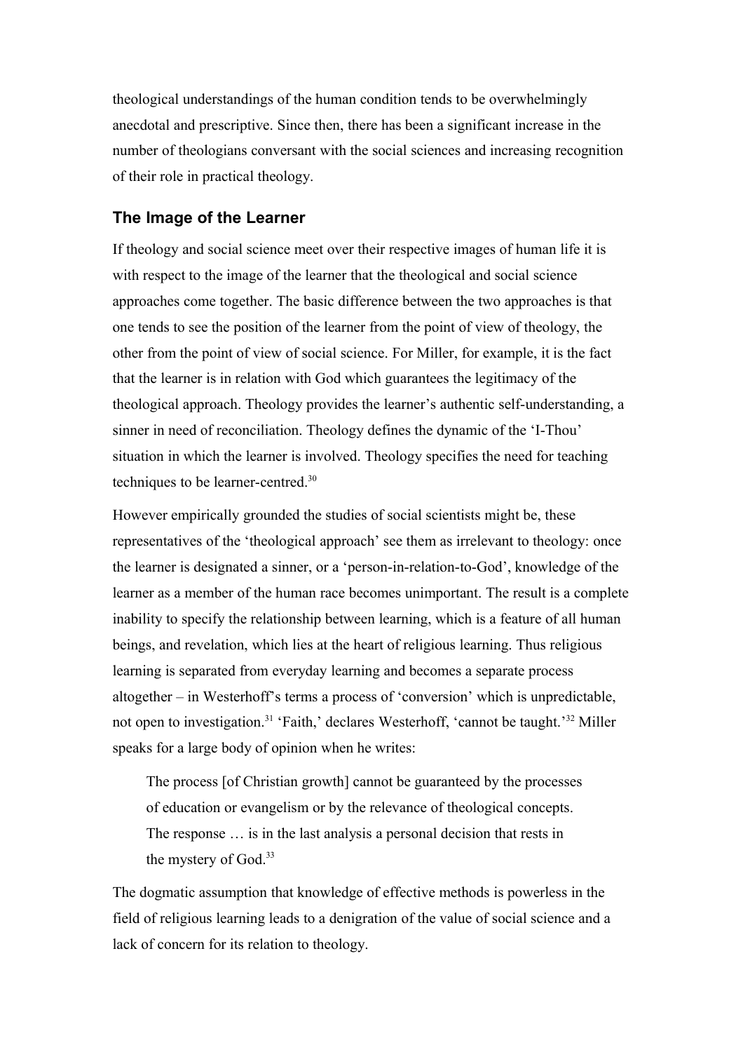theological understandings of the human condition tends to be overwhelmingly anecdotal and prescriptive. Since then, there has been a significant increase in the number of theologians conversant with the social sciences and increasing recognition of their role in practical theology.

### The Image of the Learner

If theology and social science meet over their respective images of human life it is with respect to the image of the learner that the theological and social science approaches come together. The basic difference between the two approaches is that one tends to see the position of the learner from the point of view of theology, the other from the point of view of social science. For Miller, for example, it is the fact that the learner is in relation with God which guarantees the legitimacy of the theological approach. Theology provides the learner's authentic self-understanding, a sinner in need of reconciliation. Theology defines the dynamic of the 'I-Thou' situation in which the learner is involved. Theology specifies the need for teaching techniques to be learner-centred.[30]

However empirically grounded the studies of social scientists might be, these representatives of the 'theological approach' see them as irrelevant to theology: once the learner is designated a sinner, or a 'person-in-relation-to-God', knowledge of the learner as a member of the human race becomes unimportant. The result is a complete inability to specify the relationship between learning, which is a feature of all human beings, and revelation, which lies at the heart of religious learning. Thus religious learning is separated from everyday learning and becomes a separate process altogether – in Westerhoff's terms a process of 'conversion' which is unpredictable, not open to investigation.[31] 'Faith,' declares Westerhoff, 'cannot be taught.'[32] Miller speaks for a large body of opinion when he writes:

> The process [of Christian growth] cannot be guaranteed by the processes of education or evangelism or by the relevance of theological concepts. The response … is in the last analysis a personal decision that rests in the mystery of God.[33]

The dogmatic assumption that knowledge of effective methods is powerless in the field of religious learning leads to a denigration of the value of social science and a lack of concern for its relation to theology.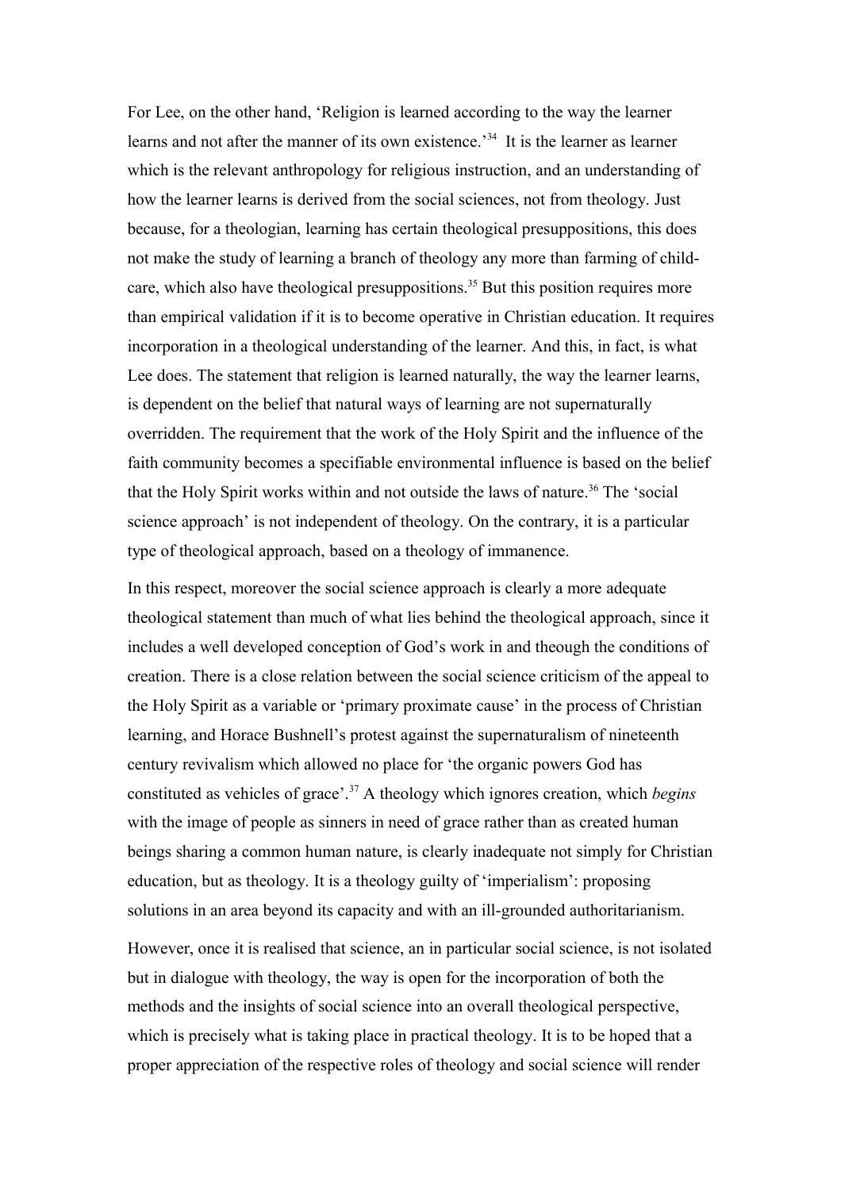For Lee, on the other hand, 'Religion is learned according to the way the learner learns and not after the manner of its own existence.'[34] It is the learner as learner which is the relevant anthropology for religious instruction, and an understanding of how the learner learns is derived from the social sciences, not from theology. Just because, for a theologian, learning has certain theological presuppositions, this does not make the study of learning a branch of theology any more than farming of child-care, which also have theological presuppositions.[35] But this position requires more than empirical validation if it is to become operative in Christian education. It requires incorporation in a theological understanding of the learner. And this, in fact, is what Lee does. The statement that religion is learned naturally, the way the learner learns, is dependent on the belief that natural ways of learning are not supernaturally overridden. The requirement that the work of the Holy Spirit and the influence of the faith community becomes a specifiable environmental influence is based on the belief that the Holy Spirit works within and not outside the laws of nature.[36] The 'social science approach' is not independent of theology. On the contrary, it is a particular type of theological approach, based on a theology of immanence.

In this respect, moreover the social science approach is clearly a more adequate theological statement than much of what lies behind the theological approach, since it includes a well developed conception of God's work in and theough the conditions of creation. There is a close relation between the social science criticism of the appeal to the Holy Spirit as a variable or 'primary proximate cause' in the process of Christian learning, and Horace Bushnell's protest against the supernaturalism of nineteenth century revivalism which allowed no place for 'the organic powers God has constituted as vehicles of grace'.[37] A theology which ignores creation, which *begins* with the image of people as sinners in need of grace rather than as created human beings sharing a common human nature, is clearly inadequate not simply for Christian education, but as theology. It is a theology guilty of 'imperialism': proposing solutions in an area beyond its capacity and with an ill-grounded authoritarianism.

However, once it is realised that science, an in particular social science, is not isolated but in dialogue with theology, the way is open for the incorporation of both the methods and the insights of social science into an overall theological perspective, which is precisely what is taking place in practical theology. It is to be hoped that a proper appreciation of the respective roles of theology and social science will render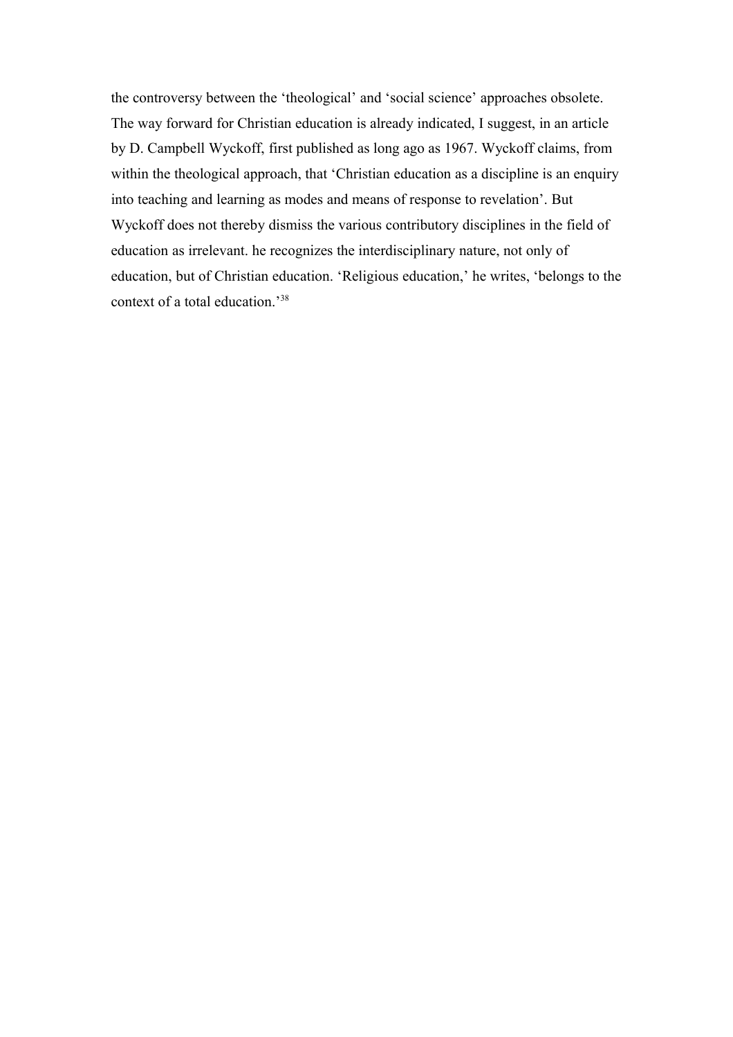the controversy between the 'theological' and 'social science' approaches obsolete. The way forward for Christian education is already indicated, I suggest, in an article by D. Campbell Wyckoff, first published as long ago as 1967. Wyckoff claims, from within the theological approach, that 'Christian education as a discipline is an enquiry into teaching and learning as modes and means of response to revelation'. But Wyckoff does not thereby dismiss the various contributory disciplines in the field of education as irrelevant. he recognizes the interdisciplinary nature, not only of education, but of Christian education. 'Religious education,' he writes, 'belongs to the context of a total education.'[38]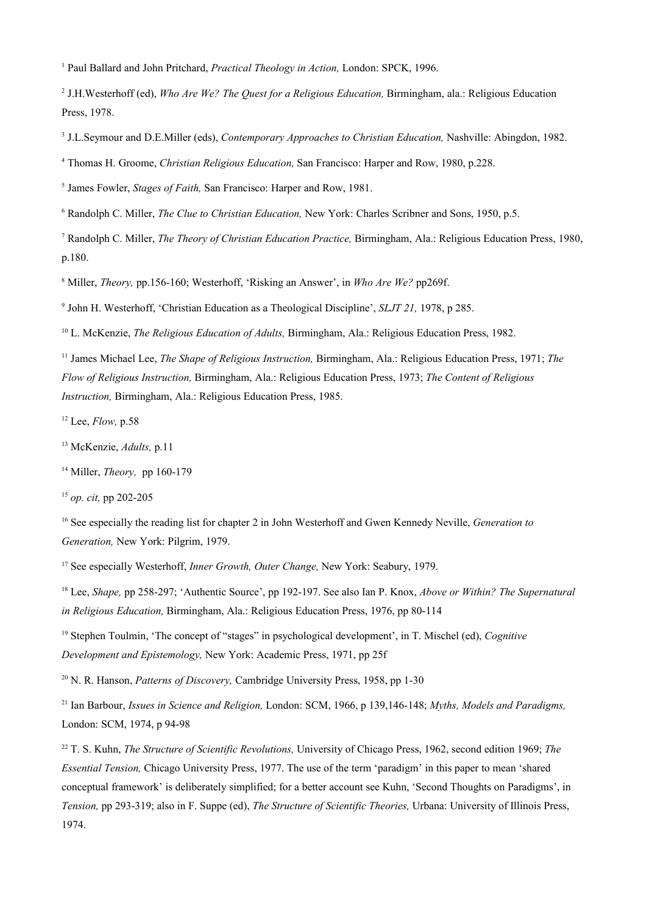[1] Paul Ballard and John Pritchard, *Practical Theology in Action,* London: SPCK, 1996.

[2] J.H.Westerhoff (ed), *Who Are We? The Quest for a Religious Education,* Birmingham, ala.: Religious Education Press, 1978.

[3] J.L.Seymour and D.E.Miller (eds), *Contemporary Approaches to Christian Education,* Nashville: Abingdon, 1982.

[4] Thomas H. Groome, *Christian Religious Education,* San Francisco: Harper and Row, 1980, p.228.

[5] James Fowler, *Stages of Faith,* San Francisco: Harper and Row, 1981.

[6] Randolph C. Miller, *The Clue to Christian Education,* New York: Charles Scribner and Sons, 1950, p.5.

[7] Randolph C. Miller, *The Theory of Christian Education Practice,* Birmingham, Ala.: Religious Education Press, 1980, p.180.

[8] Miller, *Theory,* pp.156-160; Westerhoff, 'Risking an Answer', in *Who Are We?* pp269f.

[9] John H. Westerhoff, 'Christian Education as a Theological Discipline', *SLJT 21,* 1978, p 285.

[10] L. McKenzie, *The Religious Education of Adults,* Birmingham, Ala.: Religious Education Press, 1982.

[11] James Michael Lee, *The Shape of Religious Instruction,* Birmingham, Ala.: Religious Education Press, 1971; *The Flow of Religious Instruction,* Birmingham, Ala.: Religious Education Press, 1973; *The Content of Religious Instruction,* Birmingham, Ala.: Religious Education Press, 1985.

[12] Lee, *Flow,* p.58

[13] McKenzie, *Adults,* p.11

[14] Miller, *Theory,* pp 160-179

[15] *op. cit,* pp 202-205

[16] See especially the reading list for chapter 2 in John Westerhoff and Gwen Kennedy Neville, *Generation to Generation,* New York: Pilgrim, 1979.

[17] See especially Westerhoff, *Inner Growth, Outer Change,* New York: Seabury, 1979.

[18] Lee, *Shape,* pp 258-297; 'Authentic Source', pp 192-197. See also Ian P. Knox, *Above or Within? The Supernatural in Religious Education,* Birmingham, Ala.: Religious Education Press, 1976, pp 80-114

[19] Stephen Toulmin, 'The concept of "stages" in psychological development', in T. Mischel (ed), *Cognitive Development and Epistemology,* New York: Academic Press, 1971, pp 25f

[20] N. R. Hanson, *Patterns of Discovery,* Cambridge University Press, 1958, pp 1-30

[21] Ian Barbour, *Issues in Science and Religion,* London: SCM, 1966, p 139,146-148; *Myths, Models and Paradigms,* London: SCM, 1974, p 94-98

[22] T. S. Kuhn, *The Structure of Scientific Revolutions,* University of Chicago Press, 1962, second edition 1969; *The Essential Tension,* Chicago University Press, 1977. The use of the term 'paradigm' in this paper to mean 'shared conceptual framework' is deliberately simplified; for a better account see Kuhn, 'Second Thoughts on Paradigms', in *Tension,* pp 293-319; also in F. Suppe (ed), *The Structure of Scientific Theories,* Urbana: University of Illinois Press, 1974.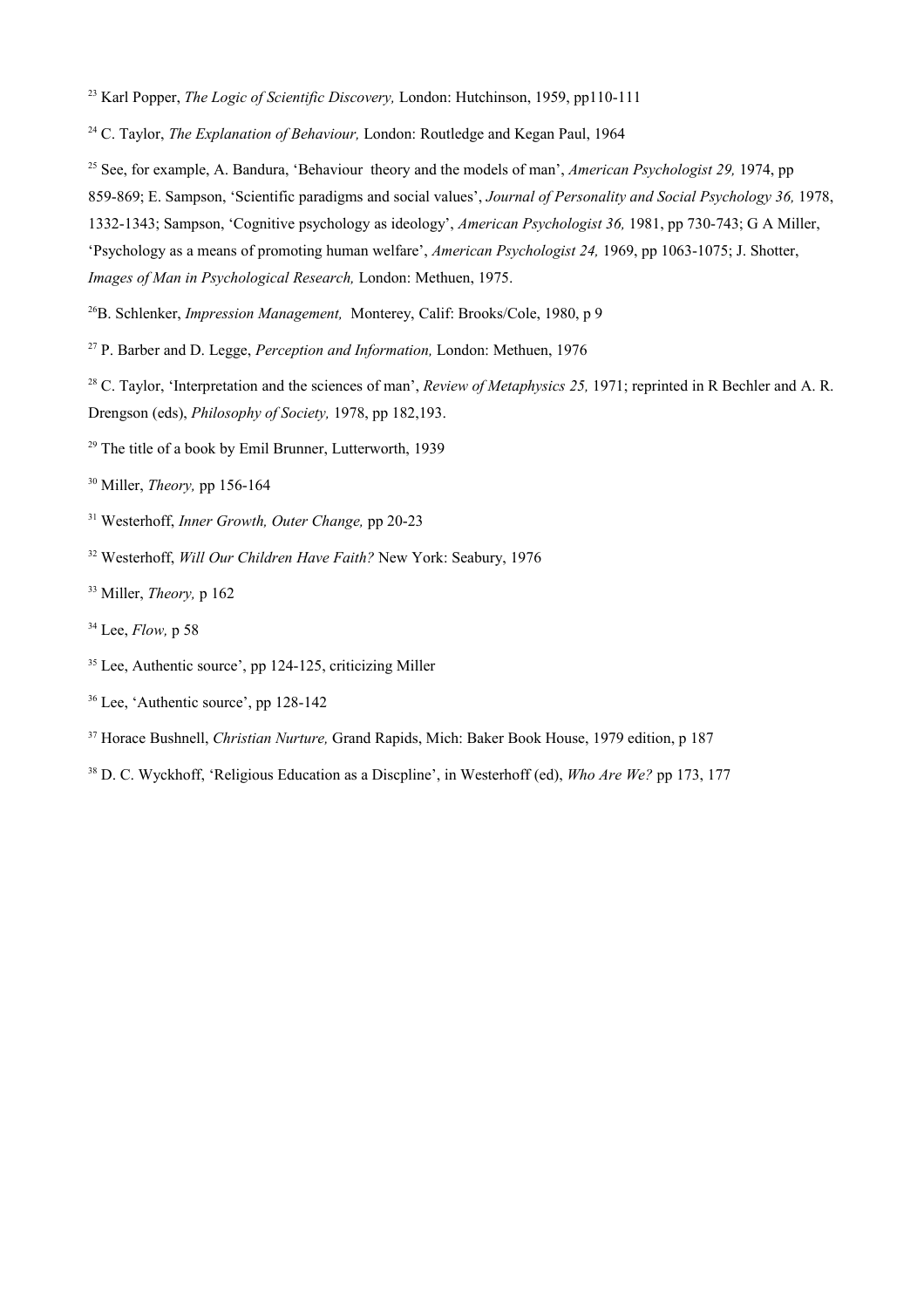[23] Karl Popper, *The Logic of Scientific Discovery,* London: Hutchinson, 1959, pp110-111

[24] C. Taylor, *The Explanation of Behaviour,* London: Routledge and Kegan Paul, 1964

[25] See, for example, A. Bandura, 'Behaviour theory and the models of man', *American Psychologist 29,* 1974, pp 859-869; E. Sampson, 'Scientific paradigms and social values', *Journal of Personality and Social Psychology 36,* 1978, 1332-1343; Sampson, 'Cognitive psychology as ideology', *American Psychologist 36,* 1981, pp 730-743; G A Miller, 'Psychology as a means of promoting human welfare', *American Psychologist 24,* 1969, pp 1063-1075; J. Shotter, *Images of Man in Psychological Research,* London: Methuen, 1975.

[26] B. Schlenker, *Impression Management,* Monterey, Calif: Brooks/Cole, 1980, p 9

[27] P. Barber and D. Legge, *Perception and Information,* London: Methuen, 1976

[28] C. Taylor, 'Interpretation and the sciences of man', *Review of Metaphysics 25,* 1971; reprinted in R Bechler and A. R. Drengson (eds), *Philosophy of Society,* 1978, pp 182,193.

[29] The title of a book by Emil Brunner, Lutterworth, 1939

[30] Miller, *Theory,* pp 156-164

[31] Westerhoff, *Inner Growth, Outer Change,* pp 20-23

[32] Westerhoff, *Will Our Children Have Faith?* New York: Seabury, 1976

[33] Miller, *Theory,* p 162

[34] Lee, *Flow,* p 58

[35] Lee, Authentic source', pp 124-125, criticizing Miller

[36] Lee, 'Authentic source', pp 128-142

[37] Horace Bushnell, *Christian Nurture,* Grand Rapids, Mich: Baker Book House, 1979 edition, p 187

[38] D. C. Wyckhoff, 'Religious Education as a Discpline', in Westerhoff (ed), *Who Are We?* pp 173, 177